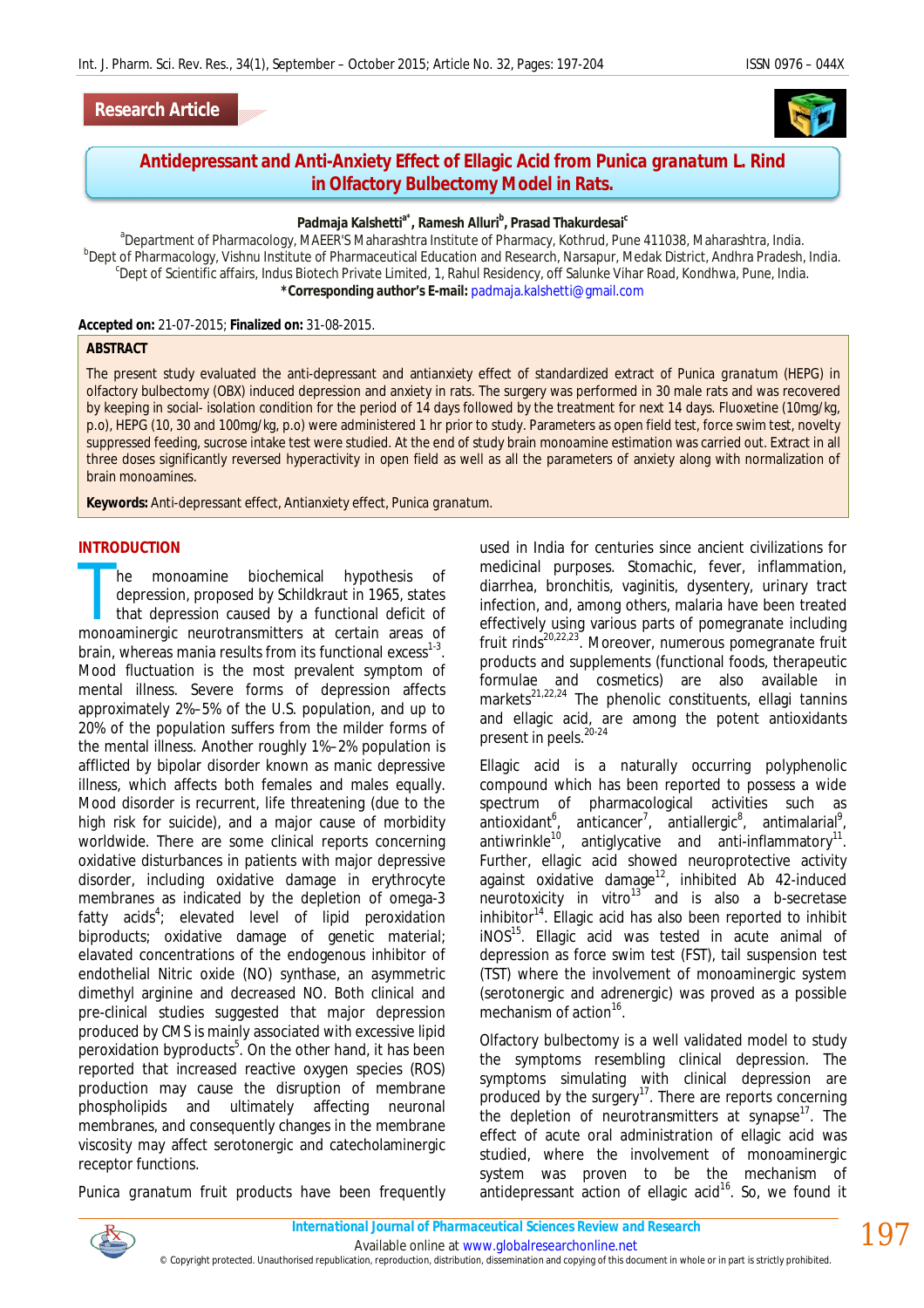Research Article

# Antidepressant and Anti-Anxiety Effect of Ellagic Acid from *Punica granatum* L. Rind in Olfactory Bulbectomy Model in Rats.

**Padmaja Kalshetti[a*], Ramesh Alluri[b], Prasad Thakurdesai[c]**

[a]Department of Pharmacology, MAEER'S Maharashtra Institute of Pharmacy, Kothrud, Pune 411038, Maharashtra, India.
[b]Dept of Pharmacology, Vishnu Institute of Pharmaceutical Education and Research, Narsapur, Medak District, Andhra Pradesh, India.
[c]Dept of Scientific affairs, Indus Biotech Private Limited, 1, Rahul Residency, off Salunke Vihar Road, Kondhwa, Pune, India.
**\*Corresponding author's E-mail:** padmaja.kalshetti@gmail.com

**Accepted on:** 21-07-2015; **Finalized on:** 31-08-2015.

## ABSTRACT

The present study evaluated the anti-depressant and antianxiety effect of standardized extract of *Punica granatum* (HEPG) in olfactory bulbectomy (OBX) induced depression and anxiety in rats. The surgery was performed in 30 male rats and was recovered by keeping in social- isolation condition for the period of 14 days followed by the treatment for next 14 days. Fluoxetine (10mg/kg, p.o), HEPG (10, 30 and 100mg/kg, p.o) were administered 1 hr prior to study. Parameters as open field test, force swim test, novelty suppressed feeding, sucrose intake test were studied. At the end of study brain monoamine estimation was carried out. Extract in all three doses significantly reversed hyperactivity in open field as well as all the parameters of anxiety along with normalization of brain monoamines.

**Keywords:** Anti-depressant effect, Antianxiety effect, Punica granatum.

## INTRODUCTION

The monoamine biochemical hypothesis of depression, proposed by Schildkraut in 1965, states that depression caused by a functional deficit of monoaminergic neurotransmitters at certain areas of brain, whereas mania results from its functional excess[1-3]. Mood fluctuation is the most prevalent symptom of mental illness. Severe forms of depression affects approximately 2%–5% of the U.S. population, and up to 20% of the population suffers from the milder forms of the mental illness. Another roughly 1%–2% population is afflicted by bipolar disorder known as manic depressive illness, which affects both females and males equally. Mood disorder is recurrent, life threatening (due to the high risk for suicide), and a major cause of morbidity worldwide. There are some clinical reports concerning oxidative disturbances in patients with major depressive disorder, including oxidative damage in erythrocyte membranes as indicated by the depletion of omega-3 fatty acids[4]; elevated level of lipid peroxidation biproducts; oxidative damage of genetic material; elavated concentrations of the endogenous inhibitor of endothelial Nitric oxide (NO) synthase, an asymmetric dimethyl arginine and decreased NO. Both clinical and pre-clinical studies suggested that major depression produced by CMS is mainly associated with excessive lipid peroxidation byproducts[5]. On the other hand, it has been reported that increased reactive oxygen species (ROS) production may cause the disruption of membrane phospholipids and ultimately affecting neuronal membranes, and consequently changes in the membrane viscosity may affect serotonergic and catecholaminergic receptor functions.

Punica granatum fruit products have been frequently used in India for centuries since ancient civilizations for medicinal purposes. Stomachic, fever, inflammation, diarrhea, bronchitis, vaginitis, dysentery, urinary tract infection, and, among others, malaria have been treated effectively using various parts of pomegranate including fruit rinds[20,22,23]. Moreover, numerous pomegranate fruit products and supplements (functional foods, therapeutic formulae and cosmetics) are also available in markets[21,22,24] The phenolic constituents, ellagi tannins and ellagic acid, are among the potent antioxidants present in peels.[20-24]

Ellagic acid is a naturally occurring polyphenolic compound which has been reported to possess a wide spectrum of pharmacological activities such as antioxidant[6], anticancer[7], antiallergic[8], antimalarial[9], antiwrinkle[10], antiglycative and anti-inflammatory[11]. Further, ellagic acid showed neuroprotective activity against oxidative damage[12], inhibited Ab 42-induced neurotoxicity in vitro[13] and is also a b-secretase inhibitor[14]. Ellagic acid has also been reported to inhibit iNOS[15]. Ellagic acid was tested in acute animal of depression as force swim test (FST), tail suspension test (TST) where the involvement of monoaminergic system (serotonergic and adrenergic) was proved as a possible mechanism of action[16].

Olfactory bulbectomy is a well validated model to study the symptoms resembling clinical depression. The symptoms simulating with clinical depression are produced by the surgery[17]. There are reports concerning the depletion of neurotransmitters at synapse[17]. The effect of acute oral administration of ellagic acid was studied, where the involvement of monoaminergic system was proven to be the mechanism of antidepressant action of ellagic acid[16]. So, we found it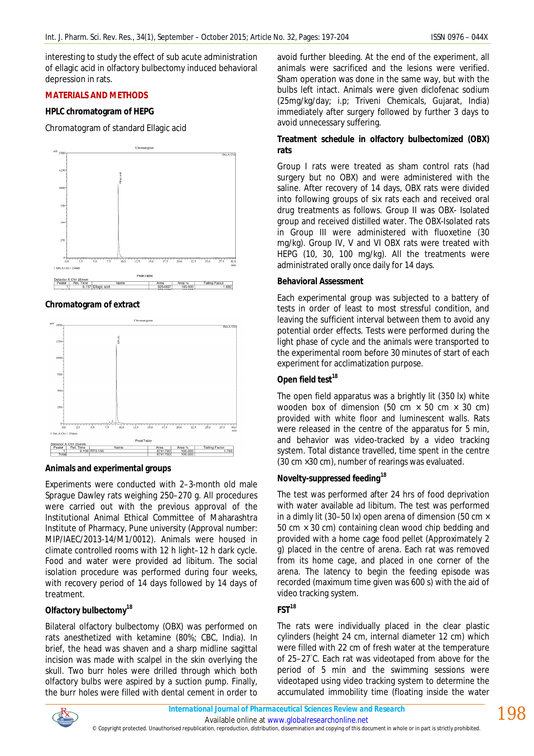interesting to study the effect of sub acute administration of ellagic acid in olfactory bulbectomy induced behavioral depression in rats.

## MATERIALS AND METHODS

### HPLC chromatogram of HEPG

Chromatogram of standard Ellagic acid

| Peak# | Ret. Time | Name | Area | Area % | Tailing Factor |
|---|---|---|---|---|---|
| 1 | 9.157 | Ellagic acid | 8254897 | 100.000 | 1.882 |

**Chromatogram of extract**

| Peak# | Ret. Time | Name | Area | Area % | Tailing Factor |
|---|---|---|---|---|---|
| 1 | 9.156 | RT9.156 | 8741700 | 100.000 | 1.703 |
| Total | | | 8741700 | 100.000 | |

### Animals and experimental groups

Experiments were conducted with 2–3-month old male Sprague Dawley rats weighing 250–270 g. All procedures were carried out with the previous approval of the Institutional Animal Ethical Committee of Maharashtra Institute of Pharmacy, Pune university (Approval number: MIP/IAEC/2013-14/M1/0012). Animals were housed in climate controlled rooms with 12 h light–12 h dark cycle. Food and water were provided ad libitum. The social isolation procedure was performed during four weeks, with recovery period of 14 days followed by 14 days of treatment.

### Olfactory bulbectomy[18]

Bilateral olfactory bulbectomy (OBX) was performed on rats anesthetized with ketamine (80%; CBC, India). In brief, the head was shaven and a sharp midline sagittal incision was made with scalpel in the skin overlying the skull. Two burr holes were drilled through which both olfactory bulbs were aspired by a suction pump. Finally, the burr holes were filled with dental cement in order to avoid further bleeding. At the end of the experiment, all animals were sacrificed and the lesions were verified. Sham operation was done in the same way, but with the bulbs left intact. Animals were given diclofenac sodium (25mg/kg/day; i.p; Triveni Chemicals, Gujarat, India) immediately after surgery followed by further 3 days to avoid unnecessary suffering.

### Treatment schedule in olfactory bulbectomized (OBX) rats

Group I rats were treated as sham control rats (had surgery but no OBX) and were administered with the saline. After recovery of 14 days, OBX rats were divided into following groups of six rats each and received oral drug treatments as follows. Group II was OBX- Isolated group and received distilled water. The OBX-Isolated rats in Group III were administered with fluoxetine (30 mg/kg). Group IV, V and VI OBX rats were treated with HEPG (10, 30, 100 mg/kg). All the treatments were administrated orally once daily for 14 days.

### Behavioral Assessment

Each experimental group was subjected to a battery of tests in order of least to most stressful condition, and leaving the sufficient interval between them to avoid any potential order effects. Tests were performed during the light phase of cycle and the animals were transported to the experimental room before 30 minutes of start of each experiment for acclimatization purpose.

### Open field test[18]

The open field apparatus was a brightly lit (350 lx) white wooden box of dimension (50 cm × 50 cm × 30 cm) provided with white floor and luminescent walls. Rats were released in the centre of the apparatus for 5 min, and behavior was video-tracked by a video tracking system. Total distance travelled, time spent in the centre (30 cm ×30 cm), number of rearings was evaluated.

### Novelty-suppressed feeding[18]

The test was performed after 24 hrs of food deprivation with water available ad libitum. The test was performed in a dimly lit (30–50 lx) open arena of dimension (50 cm × 50 cm × 30 cm) containing clean wood chip bedding and provided with a home cage food pellet (Approximately 2 g) placed in the centre of arena. Each rat was removed from its home cage, and placed in one corner of the arena. The latency to begin the feeding episode was recorded (maximum time given was 600 s) with the aid of video tracking system.

### FST[18]

The rats were individually placed in the clear plastic cylinders (height 24 cm, internal diameter 12 cm) which were filled with 22 cm of fresh water at the temperature of 25–27°C. Each rat was videotaped from above for the period of 5 min and the swimming sessions were videotaped using video tracking system to determine the accumulated immobility time (floating inside the water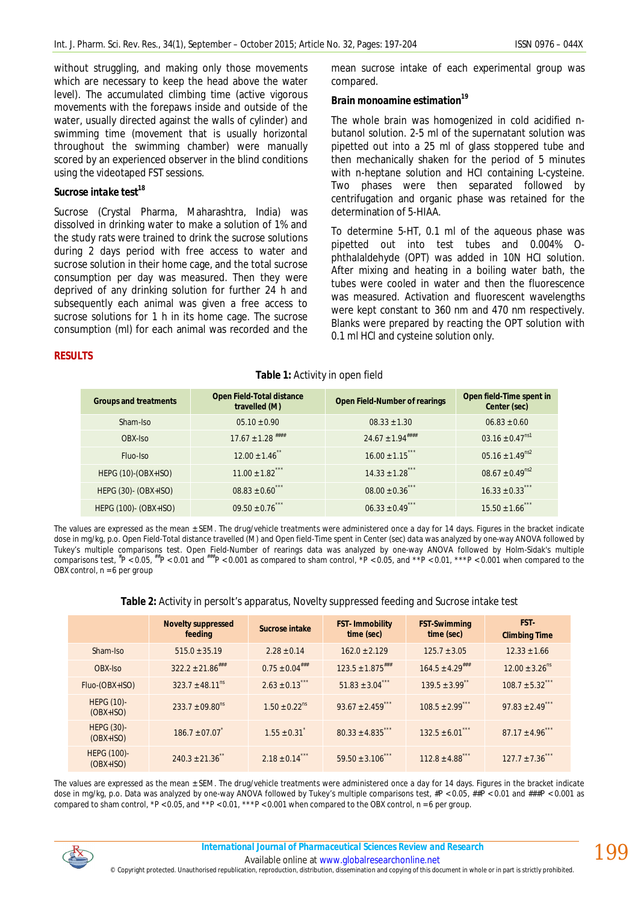without struggling, and making only those movements which are necessary to keep the head above the water level). The accumulated climbing time (active vigorous movements with the forepaws inside and outside of the water, usually directed against the walls of cylinder) and swimming time (movement that is usually horizontal throughout the swimming chamber) were manually scored by an experienced observer in the blind conditions using the videotaped FST sessions.

### *Sucrose intake test*[18]

Sucrose (Crystal Pharma, Maharashtra, India) was dissolved in drinking water to make a solution of 1% and the study rats were trained to drink the sucrose solutions during 2 days period with free access to water and sucrose solution in their home cage, and the total sucrose consumption per day was measured. Then they were deprived of any drinking solution for further 24 h and subsequently each animal was given a free access to sucrose solutions for 1 h in its home cage. The sucrose consumption (ml) for each animal was recorded and the mean sucrose intake of each experimental group was compared.

### Brain monoamine estimation[19]

The whole brain was homogenized in cold acidified n-butanol solution. 2-5 ml of the supernatant solution was pipetted out into a 25 ml of glass stoppered tube and then mechanically shaken for the period of 5 minutes with n-heptane solution and HCl containing L-cysteine. Two phases were then separated followed by centrifugation and organic phase was retained for the determination of 5-HIAA.

To determine 5-HT, 0.1 ml of the aqueous phase was pipetted out into test tubes and 0.004% O-phthalaldehyde (OPT) was added in 10N HCl solution. After mixing and heating in a boiling water bath, the tubes were cooled in water and then the fluorescence was measured. Activation and fluorescent wavelengths were kept constant to 360 nm and 470 nm respectively. Blanks were prepared by reacting the OPT solution with 0.1 ml HCl and cysteine solution only.

## RESULTS

**Table 1:** Activity in open field

| Groups and treatments | Open Field-Total distance travelled (M) | Open Field-Number of rearings | Open field-Time spent in Center (sec) |
|---|---|---|---|
| Sham-Iso | 05.10 ± 0.90 | 08.33 ± 1.30 | 06.83 ± 0.60 |
| OBX-Iso | 17.67 ± 1.28 $^{\#\#\#\#}$ | 24.67 ± 1.94$^{\#\#\#\#}$ | 03.16 ± 0.47$^{ns1}$ |
| Fluo-Iso | 12.00 ± 1.46$^{**}$ | 16.00 ± 1.15$^{***}$ | 05.16 ± 1.49$^{ns2}$ |
| HEPG (10)-(OBX+ISO) | 11.00 ± 1.82$^{***}$ | 14.33 ± 1.28$^{***}$ | 08.67 ± 0.49$^{ns2}$ |
| HEPG (30)- (OBX+ISO) | 08.83 ± 0.60$^{***}$ | 08.00 ± 0.36$^{***}$ | 16.33 ± 0.33$^{***}$ |
| HEPG (100)- (OBX+ISO) | 09.50 ± 0.76$^{***}$ | 06.33 ± 0.49$^{***}$ | 15.50 ± 1.66$^{***}$ |

The values are expressed as the mean ± SEM. The drug/vehicle treatments were administered once a day for 14 days. Figures in the bracket indicate dose in mg/kg, p.o. Open Field-Total distance travelled (M) and Open field-Time spent in Center (sec) data was analyzed by one-way ANOVA followed by Tukey's multiple comparisons test. Open Field-Number of rearings data was analyzed by one-way ANOVA followed by Holm-Sidak's multiple comparisons test, $^{\#}P < 0.05$, $^{\#\#}P < 0.01$ and $^{\#\#\#}P < 0.001$ as compared to sham control, $^{*}P < 0.05$, and $^{**}P < 0.01$, $^{***}P < 0.001$ when compared to the OBX control, n = 6 per group

**Table 2:** Activity in persolt's apparatus, Novelty suppressed feeding and Sucrose intake test

| | Novelty suppressed feeding | Sucrose intake | FST- Immobility time (sec) | FST-Swimming time (sec) | FST- Climbing Time |
|---|---|---|---|---|---|
| Sham-Iso | 515.0 ± 35.19 | 2.28 ± 0.14 | 162.0 ± 2.129 | 125.7 ± 3.05 | 12.33 ± 1.66 |
| OBX-Iso | 322.2 ± 21.86$^{\#\#\#}$ | 0.75 ± 0.04$^{\#\#\#}$ | 123.5 ± 1.875$^{\#\#\#}$ | 164.5 ± 4.29$^{\#\#\#}$ | 12.00 ± 3.26$^{ns}$ |
| Fluo-(OBX+ISO) | 323.7 ± 48.11$^{ns}$ | 2.63 ± 0.13$^{***}$ | 51.83 ± 3.04$^{***}$ | 139.5 ± 3.99$^{**}$ | 108.7 ± 5.32$^{***}$ |
| HEPG (10)-(OBX+ISO) | 233.7 ± 09.80$^{ns}$ | 1.50 ± 0.22$^{ns}$ | 93.67 ± 2.459$^{***}$ | 108.5 ± 2.99$^{***}$ | 97.83 ± 2.49$^{***}$ |
| HEPG (30)-(OBX+ISO) | 186.7 ± 07.07$^{*}$ | 1.55 ± 0.31$^{*}$ | 80.33 ± 4.835$^{***}$ | 132.5 ± 6.01$^{***}$ | 87.17 ± 4.96$^{***}$ |
| HEPG (100)-(OBX+ISO) | 240.3 ± 21.36$^{**}$ | 2.18 ± 0.14$^{***}$ | 59.50 ± 3.106$^{***}$ | 112.8 ± 4.88$^{***}$ | 127.7 ± 7.36$^{***}$ |

The values are expressed as the mean ± SEM. The drug/vehicle treatments were administered once a day for 14 days. Figures in the bracket indicate dose in mg/kg, p.o. Data was analyzed by one-way ANOVA followed by Tukey's multiple comparisons test, #P < 0.05, ##P < 0.01 and ###P < 0.001 as compared to sham control, *P < 0.05, and **P < 0.01, ***P < 0.001 when compared to the OBX control, n = 6 per group.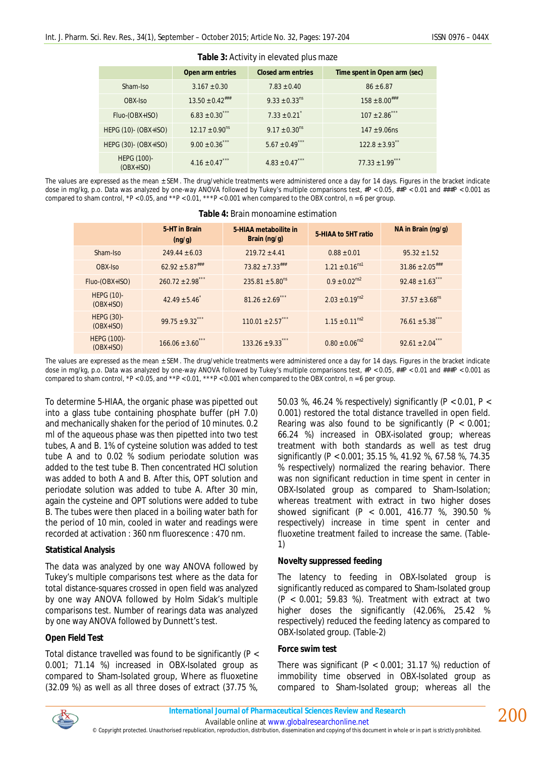**Table 3:** Activity in elevated plus maze

| | Open arm entries | Closed arm entries | Time spent in Open arm (sec) |
|---|---|---|---|
| Sham-Iso | 3.167 ± 0.30 | 7.83 ± 0.40 | 86 ± 6.87 |
| OBX-Iso | 13.50 ± 0.42$^{###}$ | 9.33 ± 0.33$^{ns}$ | 158 ± 8.00$^{###}$ |
| Fluo-(OBX+ISO) | 6.83 ± 0.30$^{***}$ | 7.33 ± 0.21$^{*}$ | 107 ± 2.86$^{***}$ |
| HEPG (10)- (OBX+ISO) | 12.17 ± 0.90$^{ns}$ | 9.17 ± 0.30$^{ns}$ | 147 ± 9.06ns |
| HEPG (30)- (OBX+ISO) | 9.00 ± 0.36$^{***}$ | 5.67 ± 0.49$^{***}$ | 122.8 ± 3.93$^{**}$ |
| HEPG (100)- (OBX+ISO) | 4.16 ± 0.47$^{***}$ | 4.83 ± 0.47$^{***}$ | 77.33 ± 1.99$^{***}$ |

The values are expressed as the mean ± SEM. The drug/vehicle treatments were administered once a day for 14 days. Figures in the bracket indicate dose in mg/kg, p.o. Data was analyzed by one-way ANOVA followed by Tukey's multiple comparisons test, #P < 0.05, ##P < 0.01 and ###P < 0.001 as compared to sham control, *P < 0.05, and **P < 0.01, ***P < 0.001 when compared to the OBX control, n = 6 per group.

**Table 4:** Brain monoamine estimation

| | 5-HT in Brain (ng/g) | 5-HIAA metaboilite in Brain (ng/g) | 5-HIAA to 5HT ratio | NA in Brain (ng/g) |
|---|---|---|---|---|
| Sham-Iso | 249.44 ± 6.03 | 219.72 ± 4.41 | 0.88 ± 0.01 | 95.32 ± 1.52 |
| OBX-Iso | 62.92 ± 5.87$^{###}$ | 73.82 ± 7.33$^{###}$ | 1.21 ± 0.16$^{ns1}$ | 31.86 ± 2.05$^{###}$ |
| Fluo-(OBX+ISO) | 260.72 ± 2.98$^{***}$ | 235.81 ± 5.80$^{ns}$ | 0.9 ± 0.02$^{ns2}$ | 92.48 ± 1.63$^{***}$ |
| HEPG (10)- (OBX+ISO) | 42.49 ± 5.46$^{*}$ | 81.26 ± 2.69$^{***}$ | 2.03 ± 0.19$^{ns2}$ | 37.57 ± 3.68$^{ns}$ |
| HEPG (30)- (OBX+ISO) | 99.75 ± 9.32$^{***}$ | 110.01 ± 2.57$^{***}$ | 1.15 ± 0.11$^{ns2}$ | 76.61 ± 5.38$^{***}$ |
| HEPG (100)- (OBX+ISO) | 166.06 ± 3.60$^{***}$ | 133.26 ± 9.33$^{***}$ | 0.80 ± 0.06$^{ns2}$ | 92.61 ± 2.04$^{***}$ |

The values are expressed as the mean ± SEM. The drug/vehicle treatments were administered once a day for 14 days. Figures in the bracket indicate dose in mg/kg, p.o. Data was analyzed by one-way ANOVA followed by Tukey's multiple comparisons test, #P < 0.05, ##P < 0.01 and ###P < 0.001 as compared to sham control, *P < 0.05, and **P < 0.01, ***P < 0.001 when compared to the OBX control, n = 6 per group.

To determine 5-HIAA, the organic phase was pipetted out into a glass tube containing phosphate buffer (pH 7.0) and mechanically shaken for the period of 10 minutes. 0.2 ml of the aqueous phase was then pipetted into two test tubes, A and B. 1% of cysteine solution was added to test tube A and to 0.02 % sodium periodate solution was added to the test tube B. Then concentrated HCl solution was added to both A and B. After this, OPT solution and periodate solution was added to tube A. After 30 min, again the cysteine and OPT solutions were added to tube B. The tubes were then placed in a boiling water bath for the period of 10 min, cooled in water and readings were recorded at activation : 360 nm fluorescence : 470 nm.

### Statistical Analysis

The data was analyzed by one way ANOVA followed by Tukey's multiple comparisons test where as the data for total distance-squares crossed in open field was analyzed by one way ANOVA followed by Holm Sidak's multiple comparisons test. Number of rearings data was analyzed by one way ANOVA followed by Dunnett's test.

### Open Field Test

Total distance travelled was found to be significantly (P < 0.001; 71.14 %) increased in OBX-Isolated group as compared to Sham-Isolated group, Where as fluoxetine (32.09 %) as well as all three doses of extract (37.75 %, 50.03 %, 46.24 % respectively) significantly (P < 0.01, P < 0.001) restored the total distance travelled in open field. Rearing was also found to be significantly (P < 0.001; 66.24 %) increased in OBX-isolated group; whereas treatment with both standards as well as test drug significantly (P < 0.001; 35.15 %, 41.92 %, 67.58 %, 74.35 % respectively) normalized the rearing behavior. There was non significant reduction in time spent in center in OBX-Isolated group as compared to Sham-Isolation; whereas treatment with extract in two higher doses showed significant (P < 0.001, 416.77 %, 390.50 % respectively) increase in time spent in center and fluoxetine treatment failed to increase the same. (Table-1)

### Novelty suppressed feeding

The latency to feeding in OBX-Isolated group is significantly reduced as compared to Sham-Isolated group (P < 0.001; 59.83 %). Treatment with extract at two higher doses the significantly (42.06%, 25.42 % respectively) reduced the feeding latency as compared to OBX-Isolated group. (Table-2)

### Force swim test

There was significant (P < 0.001; 31.17 %) reduction of immobility time observed in OBX-Isolated group as compared to Sham-Isolated group; whereas all the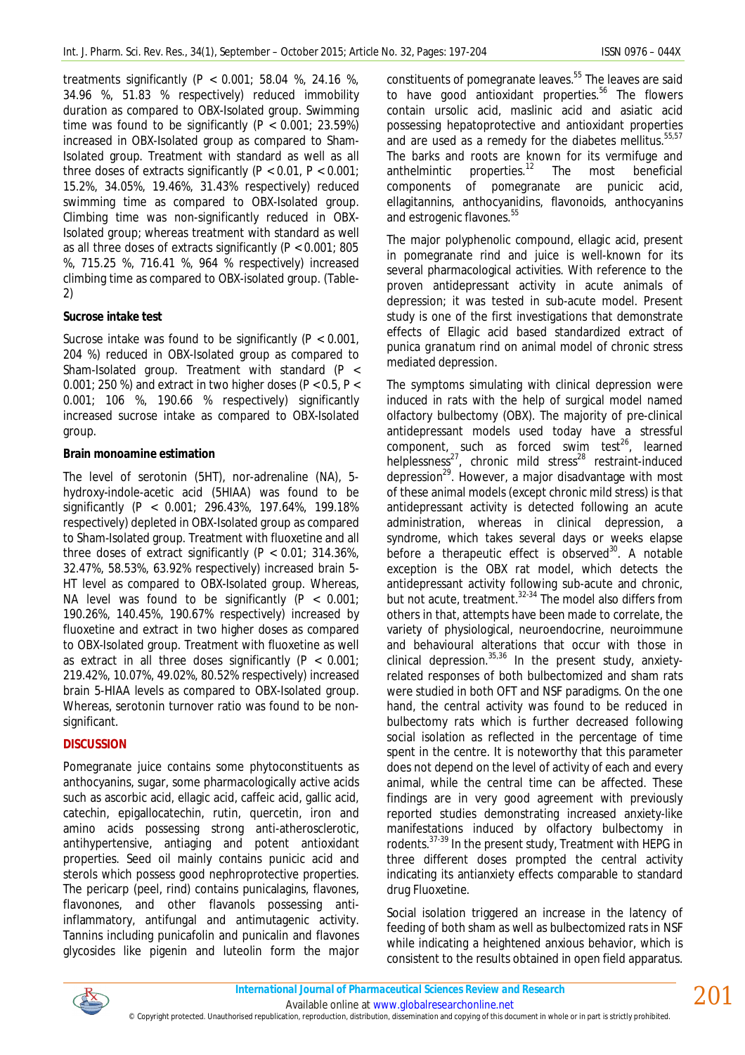treatments significantly ($P < 0.001$; 58.04 %, 24.16 %, 34.96 %, 51.83 % respectively) reduced immobility duration as compared to OBX-Isolated group. Swimming time was found to be significantly ($P < 0.001$; 23.59%) increased in OBX-Isolated group as compared to Sham-Isolated group. Treatment with standard as well as all three doses of extracts significantly ($P < 0.01$, $P < 0.001$; 15.2%, 34.05%, 19.46%, 31.43% respectively) reduced swimming time as compared to OBX-Isolated group. Climbing time was non-significantly reduced in OBX-Isolated group; whereas treatment with standard as well as all three doses of extracts significantly ($P < 0.001$; 805 %, 715.25 %, 716.41 %, 964 % respectively) increased climbing time as compared to OBX-isolated group. (Table-2)

**Sucrose intake test**

Sucrose intake was found to be significantly ($P < 0.001$, 204 %) reduced in OBX-Isolated group as compared to Sham-Isolated group. Treatment with standard ($P < 0.001$; 250 %) and extract in two higher doses ($P < 0.5$, $P < 0.001$; 106 %, 190.66 % respectively) significantly increased sucrose intake as compared to OBX-Isolated group.

**Brain monoamine estimation**

The level of serotonin (5HT), nor-adrenaline (NA), 5-hydroxy-indole-acetic acid (5HIAA) was found to be significantly ($P < 0.001$; 296.43%, 197.64%, 199.18% respectively) depleted in OBX-Isolated group as compared to Sham-Isolated group. Treatment with fluoxetine and all three doses of extract significantly ($P < 0.01$; 314.36%, 32.47%, 58.53%, 63.92% respectively) increased brain 5-HT level as compared to OBX-Isolated group. Whereas, NA level was found to be significantly ($P < 0.001$; 190.26%, 140.45%, 190.67% respectively) increased by fluoxetine and extract in two higher doses as compared to OBX-Isolated group. Treatment with fluoxetine as well as extract in all three doses significantly ($P < 0.001$; 219.42%, 10.07%, 49.02%, 80.52% respectively) increased brain 5-HIAA levels as compared to OBX-Isolated group. Whereas, serotonin turnover ratio was found to be non-significant.

## DISCUSSION

Pomegranate juice contains some phytoconstituents as anthocyanins, sugar, some pharmacologically active acids such as ascorbic acid, ellagic acid, caffeic acid, gallic acid, catechin, epigallocatechin, rutin, quercetin, iron and amino acids possessing strong anti-atherosclerotic, antihypertensive, antiaging and potent antioxidant properties. Seed oil mainly contains punicic acid and sterols which possess good nephroprotective properties. The pericarp (peel, rind) contains punicalagins, flavones, flavonones, and other flavanols possessing anti-inflammatory, antifungal and antimutagenic activity. Tannins including punicafolin and punicalin and flavones glycosides like pigenin and luteolin form the major constituents of pomegranate leaves.[55] The leaves are said to have good antioxidant properties.[56] The flowers contain ursolic acid, maslinic acid and asiatic acid possessing hepatoprotective and antioxidant properties and are used as a remedy for the diabetes mellitus.[55,57] The barks and roots are known for its vermifuge and anthelmintic properties.[12] The most beneficial components of pomegranate are punicic acid, ellagitannins, anthocyanidins, flavonoids, anthocyanins and estrogenic flavones.[55]

The major polyphenolic compound, ellagic acid, present in pomegranate rind and juice is well-known for its several pharmacological activities. With reference to the proven antidepressant activity in acute animals of depression; it was tested in sub-acute model. Present study is one of the first investigations that demonstrate effects of Ellagic acid based standardized extract of punica granatum rind on animal model of chronic stress mediated depression.

The symptoms simulating with clinical depression were induced in rats with the help of surgical model named olfactory bulbectomy (OBX). The majority of pre-clinical antidepressant models used today have a stressful component, such as forced swim test[26], learned helplessness[27], chronic mild stress[28] restraint-induced depression[29]. However, a major disadvantage with most of these animal models (except chronic mild stress) is that antidepressant activity is detected following an acute administration, whereas in clinical depression, a syndrome, which takes several days or weeks elapse before a therapeutic effect is observed[30]. A notable exception is the OBX rat model, which detects the antidepressant activity following sub-acute and chronic, but not acute, treatment.[32-34] The model also differs from others in that, attempts have been made to correlate, the variety of physiological, neuroendocrine, neuroimmune and behavioural alterations that occur with those in clinical depression.[35,36] In the present study, anxiety-related responses of both bulbectomized and sham rats were studied in both OFT and NSF paradigms. On the one hand, the central activity was found to be reduced in bulbectomy rats which is further decreased following social isolation as reflected in the percentage of time spent in the centre. It is noteworthy that this parameter does not depend on the level of activity of each and every animal, while the central time can be affected. These findings are in very good agreement with previously reported studies demonstrating increased anxiety-like manifestations induced by olfactory bulbectomy in rodents.[37-39] In the present study, Treatment with HEPG in three different doses prompted the central activity indicating its antianxiety effects comparable to standard drug Fluoxetine.

Social isolation triggered an increase in the latency of feeding of both sham as well as bulbectomized rats in NSF while indicating a heightened anxious behavior, which is consistent to the results obtained in open field apparatus.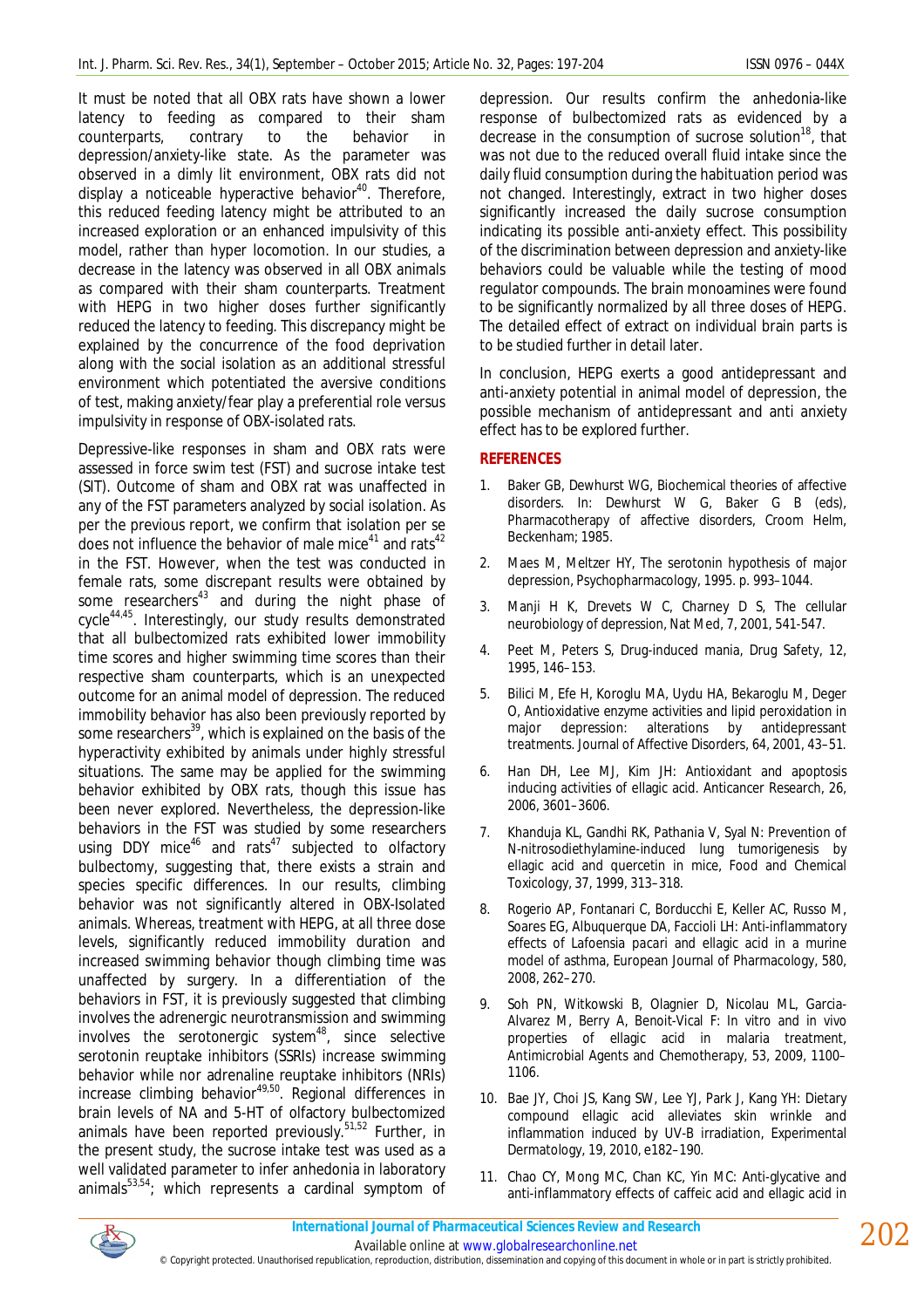It must be noted that all OBX rats have shown a lower latency to feeding as compared to their sham counterparts, contrary to the behavior in depression/anxiety-like state. As the parameter was observed in a dimly lit environment, OBX rats did not display a noticeable hyperactive behavior[40]. Therefore, this reduced feeding latency might be attributed to an increased exploration or an enhanced impulsivity of this model, rather than hyper locomotion. In our studies, a decrease in the latency was observed in all OBX animals as compared with their sham counterparts. Treatment with HEPG in two higher doses further significantly reduced the latency to feeding. This discrepancy might be explained by the concurrence of the food deprivation along with the social isolation as an additional stressful environment which potentiated the aversive conditions of test, making anxiety/fear play a preferential role versus impulsivity in response of OBX-isolated rats.

Depressive-like responses in sham and OBX rats were assessed in force swim test (FST) and sucrose intake test (SIT). Outcome of sham and OBX rat was unaffected in any of the FST parameters analyzed by social isolation. As per the previous report, we confirm that isolation per se does not influence the behavior of male mice[41] and rats[42] in the FST. However, when the test was conducted in female rats, some discrepant results were obtained by some researchers[43] and during the night phase of cycle[44,45]. Interestingly, our study results demonstrated that all bulbectomized rats exhibited lower immobility time scores and higher swimming time scores than their respective sham counterparts, which is an unexpected outcome for an animal model of depression. The reduced immobility behavior has also been previously reported by some researchers[39], which is explained on the basis of the hyperactivity exhibited by animals under highly stressful situations. The same may be applied for the swimming behavior exhibited by OBX rats, though this issue has been never explored. Nevertheless, the depression-like behaviors in the FST was studied by some researchers using DDY mice[46] and rats[47] subjected to olfactory bulbectomy, suggesting that, there exists a strain and species specific differences. In our results, climbing behavior was not significantly altered in OBX-Isolated animals. Whereas, treatment with HEPG, at all three dose levels, significantly reduced immobility duration and increased swimming behavior though climbing time was unaffected by surgery. In a differentiation of the behaviors in FST, it is previously suggested that climbing involves the adrenergic neurotransmission and swimming involves the serotonergic system[48], since selective serotonin reuptake inhibitors (SSRIs) increase swimming behavior while nor adrenaline reuptake inhibitors (NRIs) increase climbing behavior[49,50]. Regional differences in brain levels of NA and 5-HT of olfactory bulbectomized animals have been reported previously.[51,52] Further, in the present study, the sucrose intake test was used as a well validated parameter to infer anhedonia in laboratory animals[53,54]; which represents a cardinal symptom of depression. Our results confirm the anhedonia-like response of bulbectomized rats as evidenced by a decrease in the consumption of sucrose solution[18], that was not due to the reduced overall fluid intake since the daily fluid consumption during the habituation period was not changed. Interestingly, extract in two higher doses significantly increased the daily sucrose consumption indicating its possible anti-anxiety effect. This possibility of the discrimination between depression and anxiety-like behaviors could be valuable while the testing of mood regulator compounds. The brain monoamines were found to be significantly normalized by all three doses of HEPG. The detailed effect of extract on individual brain parts is to be studied further in detail later.

In conclusion, HEPG exerts a good antidepressant and anti-anxiety potential in animal model of depression, the possible mechanism of antidepressant and anti anxiety effect has to be explored further.

## REFERENCES

1. Baker GB, Dewhurst WG, Biochemical theories of affective disorders. In: Dewhurst W G, Baker G B (eds), Pharmacotherapy of affective disorders, Croom Helm, Beckenham; 1985.
2. Maes M, Meltzer HY, The serotonin hypothesis of major depression, Psychopharmacology, 1995. p. 993–1044.
3. Manji H K, Drevets W C, Charney D S, The cellular neurobiology of depression, Nat Med, 7, 2001, 541-547.
4. Peet M, Peters S, Drug-induced mania, Drug Safety, 12, 1995, 146–153.
5. Bilici M, Efe H, Koroglu MA, Uydu HA, Bekaroglu M, Deger O, Antioxidative enzyme activities and lipid peroxidation in major depression: alterations by antidepressant treatments. Journal of Affective Disorders, 64, 2001, 43–51.
6. Han DH, Lee MJ, Kim JH: Antioxidant and apoptosis inducing activities of ellagic acid. Anticancer Research, 26, 2006, 3601–3606.
7. Khanduja KL, Gandhi RK, Pathania V, Syal N: Prevention of N-nitrosodiethylamine-induced lung tumorigenesis by ellagic acid and quercetin in mice, Food and Chemical Toxicology, 37, 1999, 313–318.
8. Rogerio AP, Fontanari C, Borducchi E, Keller AC, Russo M, Soares EG, Albuquerque DA, Faccioli LH: Anti-inflammatory effects of Lafoensia pacari and ellagic acid in a murine model of asthma, European Journal of Pharmacology, 580, 2008, 262–270.
9. Soh PN, Witkowski B, Olagnier D, Nicolau ML, Garcia-Alvarez M, Berry A, Benoit-Vical F: In vitro and in vivo properties of ellagic acid in malaria treatment, Antimicrobial Agents and Chemotherapy, 53, 2009, 1100–1106.
10. Bae JY, Choi JS, Kang SW, Lee YJ, Park J, Kang YH: Dietary compound ellagic acid alleviates skin wrinkle and inflammation induced by UV-B irradiation, Experimental Dermatology, 19, 2010, e182–190.
11. Chao CY, Mong MC, Chan KC, Yin MC: Anti-glycative and anti-inflammatory effects of caffeic acid and ellagic acid in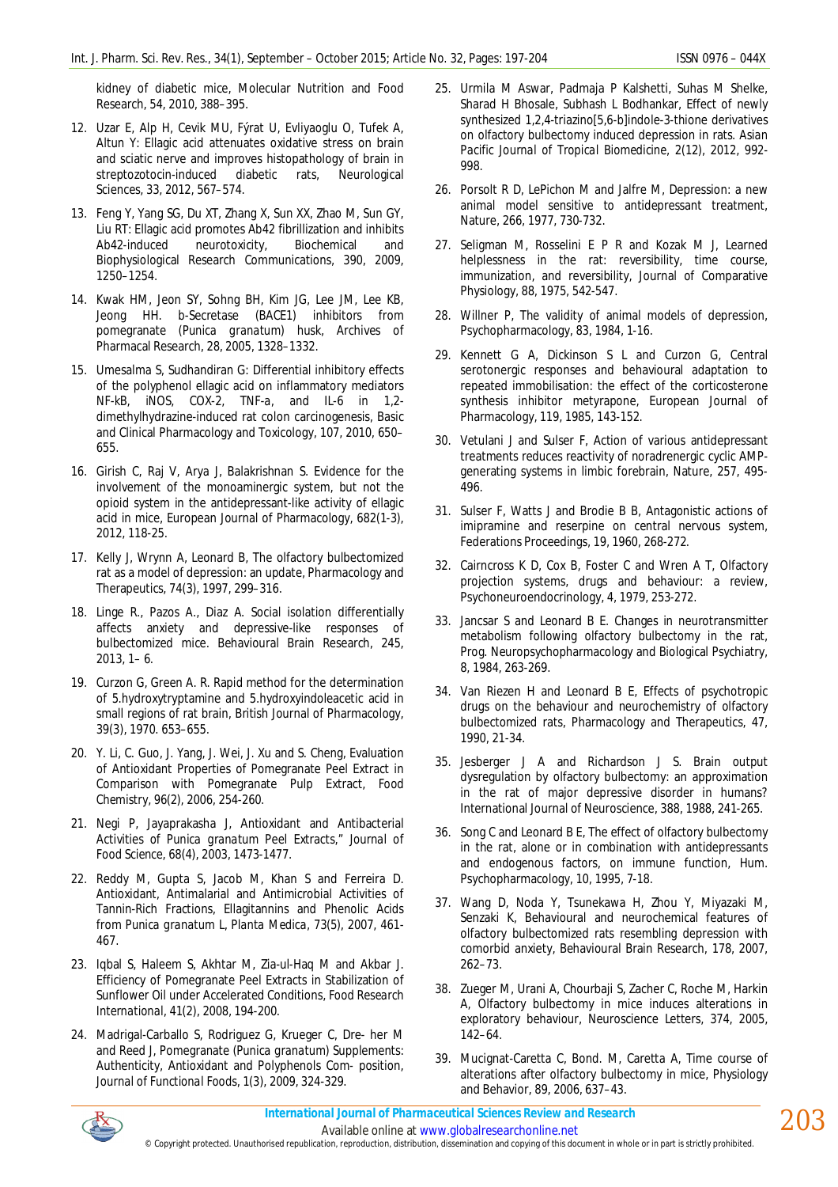kidney of diabetic mice, Molecular Nutrition and Food Research, 54, 2010, 388–395.

12. Uzar E, Alp H, Cevik MU, Fýrat U, Evliyaoglu O, Tufek A, Altun Y: Ellagic acid attenuates oxidative stress on brain and sciatic nerve and improves histopathology of brain in streptozotocin-induced diabetic rats, Neurological Sciences, 33, 2012, 567–574.

13. Feng Y, Yang SG, Du XT, Zhang X, Sun XX, Zhao M, Sun GY, Liu RT: Ellagic acid promotes Ab42 fibrillization and inhibits Ab42-induced neurotoxicity, Biochemical and Biophysiological Research Communications, 390, 2009, 1250–1254.

14. Kwak HM, Jeon SY, Sohng BH, Kim JG, Lee JM, Lee KB, Jeong HH. b-Secretase (BACE1) inhibitors from pomegranate (Punica granatum) husk, Archives of Pharmacal Research, 28, 2005, 1328–1332.

15. Umesalma S, Sudhandiran G: Differential inhibitory effects of the polyphenol ellagic acid on inflammatory mediators NF-kB, iNOS, COX-2, TNF-a, and IL-6 in 1,2-dimethylhydrazine-induced rat colon carcinogenesis, Basic and Clinical Pharmacology and Toxicology, 107, 2010, 650–655.

16. Girish C, Raj V, Arya J, Balakrishnan S. Evidence for the involvement of the monoaminergic system, but not the opioid system in the antidepressant-like activity of ellagic acid in mice, European Journal of Pharmacology, 682(1-3), 2012, 118-25.

17. Kelly J, Wrynn A, Leonard B, The olfactory bulbectomized rat as a model of depression: an update, Pharmacology and Therapeutics, 74(3), 1997, 299–316.

18. Linge R., Pazos A., Diaz A. Social isolation differentially affects anxiety and depressive-like responses of bulbectomized mice. Behavioural Brain Research, 245, 2013, 1– 6.

19. Curzon G, Green A. R. Rapid method for the determination of 5.hydroxytryptamine and 5.hydroxyindoleacetic acid in small regions of rat brain, British Journal of Pharmacology, 39(3), 1970. 653–655.

20. Y. Li, C. Guo, J. Yang, J. Wei, J. Xu and S. Cheng, Evaluation of Antioxidant Properties of Pomegranate Peel Extract in Comparison with Pomegranate Pulp Extract, Food Chemistry, 96(2), 2006, 254-260.

21. Negi P, Jayaprakasha J, Antioxidant and Antibacterial Activities of *Punica granatum* Peel Extracts," Journal of Food Science, 68(4), 2003, 1473-1477.

22. Reddy M, Gupta S, Jacob M, Khan S and Ferreira D. Antioxidant, Antimalarial and Antimicrobial Activities of Tannin-Rich Fractions, Ellagitannins and Phenolic Acids from *Punica granatum* L, Planta Medica, 73(5), 2007, 461-467.

23. Iqbal S, Haleem S, Akhtar M, Zia-ul-Haq M and Akbar J. Efficiency of Pomegranate Peel Extracts in Stabilization of Sunflower Oil under Accelerated Conditions, Food Research International, 41(2), 2008, 194-200.

24. Madrigal-Carballo S, Rodriguez G, Krueger C, Dre- her M and Reed J, Pomegranate (*Punica granatum*) Supplements: Authenticity, Antioxidant and Polyphenols Com- position, Journal of Functional Foods, 1(3), 2009, 324-329.

25. Urmila M Aswar, Padmaja P Kalshetti, Suhas M Shelke, Sharad H Bhosale, Subhash L Bodhankar, Effect of newly synthesized 1,2,4-triazino[5,6-b]indole-3-thione derivatives on olfactory bulbectomy induced depression in rats. Asian Pacific Journal of Tropical Biomedicine, 2(12), 2012, 992-998.

26. Porsolt R D, LePichon M and Jalfre M, Depression: a new animal model sensitive to antidepressant treatment, Nature, 266, 1977, 730-732.

27. Seligman M, Rosselini E P R and Kozak M J, Learned helplessness in the rat: reversibility, time course, immunization, and reversibility, Journal of Comparative Physiology, 88, 1975, 542-547.

28. Willner P, The validity of animal models of depression, Psychopharmacology, 83, 1984, 1-16.

29. Kennett G A, Dickinson S L and Curzon G, Central serotonergic responses and behavioural adaptation to repeated immobilisation: the effect of the corticosterone synthesis inhibitor metyrapone, European Journal of Pharmacology, 119, 1985, 143-152.

30. Vetulani J and Sulser F, Action of various antidepressant treatments reduces reactivity of noradrenergic cyclic AMP-generating systems in limbic forebrain, Nature, 257, 495-496.

31. Sulser F, Watts J and Brodie B B, Antagonistic actions of imipramine and reserpine on central nervous system, Federations Proceedings, 19, 1960, 268-272.

32. Cairncross K D, Cox B, Foster C and Wren A T, Olfactory projection systems, drugs and behaviour: a review, Psychoneuroendocrinology, 4, 1979, 253-272.

33. Jancsar S and Leonard B E. Changes in neurotransmitter metabolism following olfactory bulbectomy in the rat, Prog. Neuropsychopharmacology and Biological Psychiatry, 8, 1984, 263-269.

34. Van Riezen H and Leonard B E, Effects of psychotropic drugs on the behaviour and neurochemistry of olfactory bulbectomized rats, Pharmacology and Therapeutics, 47, 1990, 21-34.

35. Jesberger J A and Richardson J S. Brain output dysregulation by olfactory bulbectomy: an approximation in the rat of major depressive disorder in humans? International Journal of Neuroscience, 388, 1988, 241-265.

36. Song C and Leonard B E, The effect of olfactory bulbectomy in the rat, alone or in combination with antidepressants and endogenous factors, on immune function, Hum. Psychopharmacology, 10, 1995, 7-18.

37. Wang D, Noda Y, Tsunekawa H, Zhou Y, Miyazaki M, Senzaki K, Behavioural and neurochemical features of olfactory bulbectomized rats resembling depression with comorbid anxiety, Behavioural Brain Research, 178, 2007, 262–73.

38. Zueger M, Urani A, Chourbaji S, Zacher C, Roche M, Harkin A, Olfactory bulbectomy in mice induces alterations in exploratory behaviour, Neuroscience Letters, 374, 2005, 142–64.

39. Mucignat-Caretta C, Bond. M, Caretta A, Time course of alterations after olfactory bulbectomy in mice, Physiology and Behavior, 89, 2006, 637–43.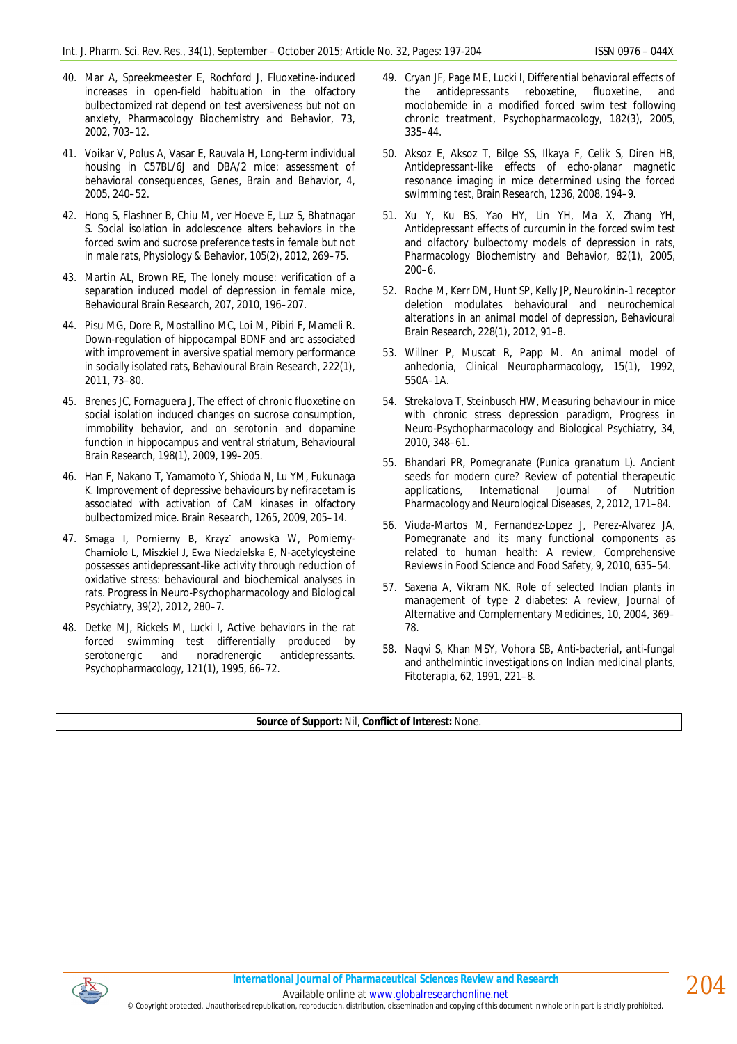40. Mar A, Spreekmeester E, Rochford J, Fluoxetine-induced increases in open-field habituation in the olfactory bulbectomized rat depend on test aversiveness but not on anxiety, Pharmacology Biochemistry and Behavior, 73, 2002, 703–12.

41. Voikar V, Polus A, Vasar E, Rauvala H, Long-term individual housing in C57BL/6J and DBA/2 mice: assessment of behavioral consequences, Genes, Brain and Behavior, 4, 2005, 240–52.

42. Hong S, Flashner B, Chiu M, ver Hoeve E, Luz S, Bhatnagar S. Social isolation in adolescence alters behaviors in the forced swim and sucrose preference tests in female but not in male rats, Physiology & Behavior, 105(2), 2012, 269–75.

43. Martin AL, Brown RE, The lonely mouse: verification of a separation induced model of depression in female mice, Behavioural Brain Research, 207, 2010, 196–207.

44. Pisu MG, Dore R, Mostallino MC, Loi M, Pibiri F, Mameli R. Down-regulation of hippocampal BDNF and arc associated with improvement in aversive spatial memory performance in socially isolated rats, Behavioural Brain Research, 222(1), 2011, 73–80.

45. Brenes JC, Fornaguera J, The effect of chronic fluoxetine on social isolation induced changes on sucrose consumption, immobility behavior, and on serotonin and dopamine function in hippocampus and ventral striatum, Behavioural Brain Research, 198(1), 2009, 199–205.

46. Han F, Nakano T, Yamamoto Y, Shioda N, Lu YM, Fukunaga K. Improvement of depressive behaviours by nefiracetam is associated with activation of CaM kinases in olfactory bulbectomized mice. Brain Research, 1265, 2009, 205–14.

47. Smaga I, Pomierny B, Krzyz˙anowska W, Pomierny-Chamioło L, Miszkiel J, Ewa Niedzielska E, N-acetylcysteine possesses antidepressant-like activity through reduction of oxidative stress: behavioural and biochemical analyses in rats. Progress in Neuro-Psychopharmacology and Biological Psychiatry, 39(2), 2012, 280–7.

48. Detke MJ, Rickels M, Lucki I, Active behaviors in the rat forced swimming test differentially produced by serotonergic and noradrenergic antidepressants. Psychopharmacology, 121(1), 1995, 66–72.

49. Cryan JF, Page ME, Lucki I, Differential behavioral effects of the antidepressants reboxetine, fluoxetine, and moclobemide in a modified forced swim test following chronic treatment, Psychopharmacology, 182(3), 2005, 335–44.

50. Aksoz E, Aksoz T, Bilge SS, Ilkaya F, Celik S, Diren HB, Antidepressant-like effects of echo-planar magnetic resonance imaging in mice determined using the forced swimming test, Brain Research, 1236, 2008, 194–9.

51. Xu Y, Ku BS, Yao HY, Lin YH, Ma X, Zhang YH, Antidepressant effects of curcumin in the forced swim test and olfactory bulbectomy models of depression in rats, Pharmacology Biochemistry and Behavior, 82(1), 2005, 200–6.

52. Roche M, Kerr DM, Hunt SP, Kelly JP, Neurokinin-1 receptor deletion modulates behavioural and neurochemical alterations in an animal model of depression, Behavioural Brain Research, 228(1), 2012, 91–8.

53. Willner P, Muscat R, Papp M. An animal model of anhedonia, Clinical Neuropharmacology, 15(1), 1992, 550A–1A.

54. Strekalova T, Steinbusch HW, Measuring behaviour in mice with chronic stress depression paradigm, Progress in Neuro-Psychopharmacology and Biological Psychiatry, 34, 2010, 348–61.

55. Bhandari PR, Pomegranate (*Punica granatum* L). Ancient seeds for modern cure? Review of potential therapeutic applications, International Journal of Nutrition Pharmacology and Neurological Diseases, 2, 2012, 171–84.

56. Viuda-Martos M, Fernandez-Lopez J, Perez-Alvarez JA, Pomegranate and its many functional components as related to human health: A review, Comprehensive Reviews in Food Science and Food Safety, 9, 2010, 635–54.

57. Saxena A, Vikram NK. Role of selected Indian plants in management of type 2 diabetes: A review, Journal of Alternative and Complementary Medicines, 10, 2004, 369–78.

58. Naqvi S, Khan MSY, Vohora SB, Anti-bacterial, anti-fungal and anthelmintic investigations on Indian medicinal plants, Fitoterapia, 62, 1991, 221–8.

**Source of Support:** Nil, **Conflict of Interest:** None.